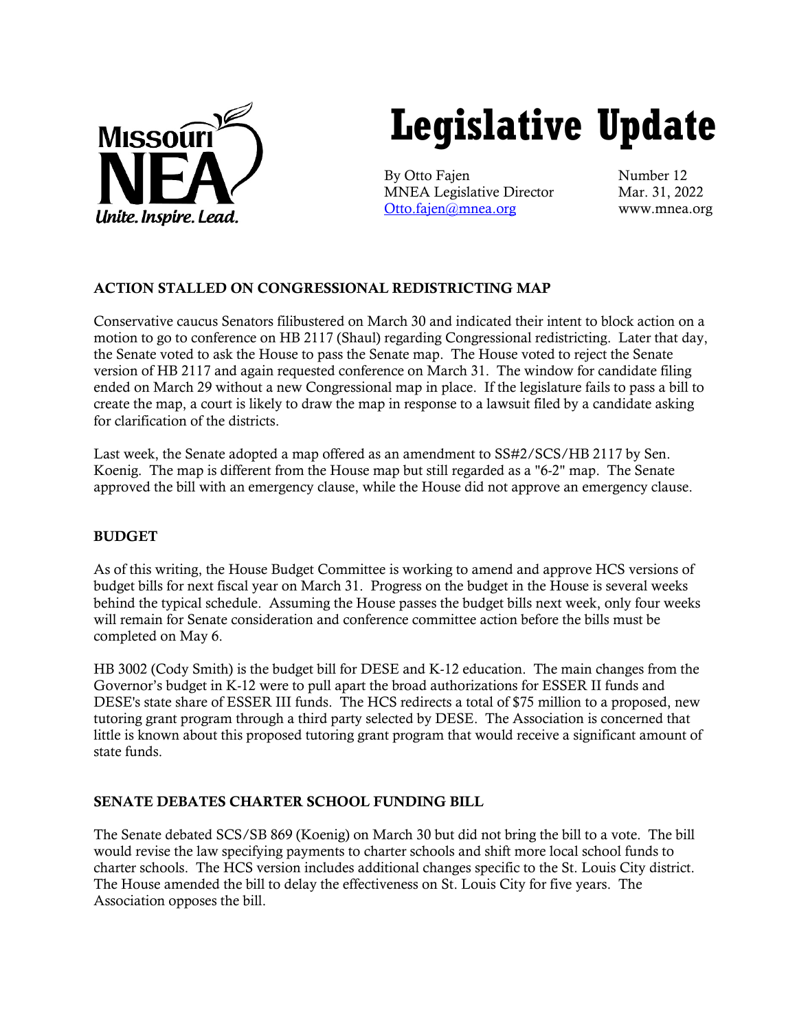Missouri NEA
*Unite. Inspire. Lead.*

# Legislative Update

By Otto Fajen
MNEA Legislative Director
[Otto.fajen@mnea.org](mailto:Otto.fajen@mnea.org)

Number 12
Mar. 31, 2022
www.mnea.org

## ACTION STALLED ON CONGRESSIONAL REDISTRICTING MAP

Conservative caucus Senators filibustered on March 30 and indicated their intent to block action on a motion to go to conference on HB 2117 (Shaul) regarding Congressional redistricting. Later that day, the Senate voted to ask the House to pass the Senate map. The House voted to reject the Senate version of HB 2117 and again requested conference on March 31. The window for candidate filing ended on March 29 without a new Congressional map in place. If the legislature fails to pass a bill to create the map, a court is likely to draw the map in response to a lawsuit filed by a candidate asking for clarification of the districts.

Last week, the Senate adopted a map offered as an amendment to SS#2/SCS/HB 2117 by Sen. Koenig. The map is different from the House map but still regarded as a "6-2" map. The Senate approved the bill with an emergency clause, while the House did not approve an emergency clause.

## BUDGET

As of this writing, the House Budget Committee is working to amend and approve HCS versions of budget bills for next fiscal year on March 31. Progress on the budget in the House is several weeks behind the typical schedule. Assuming the House passes the budget bills next week, only four weeks will remain for Senate consideration and conference committee action before the bills must be completed on May 6.

HB 3002 (Cody Smith) is the budget bill for DESE and K-12 education. The main changes from the Governor's budget in K-12 were to pull apart the broad authorizations for ESSER II funds and DESE's state share of ESSER III funds. The HCS redirects a total of $75 million to a proposed, new tutoring grant program through a third party selected by DESE. The Association is concerned that little is known about this proposed tutoring grant program that would receive a significant amount of state funds.

## SENATE DEBATES CHARTER SCHOOL FUNDING BILL

The Senate debated SCS/SB 869 (Koenig) on March 30 but did not bring the bill to a vote. The bill would revise the law specifying payments to charter schools and shift more local school funds to charter schools. The HCS version includes additional changes specific to the St. Louis City district. The House amended the bill to delay the effectiveness on St. Louis City for five years. The Association opposes the bill.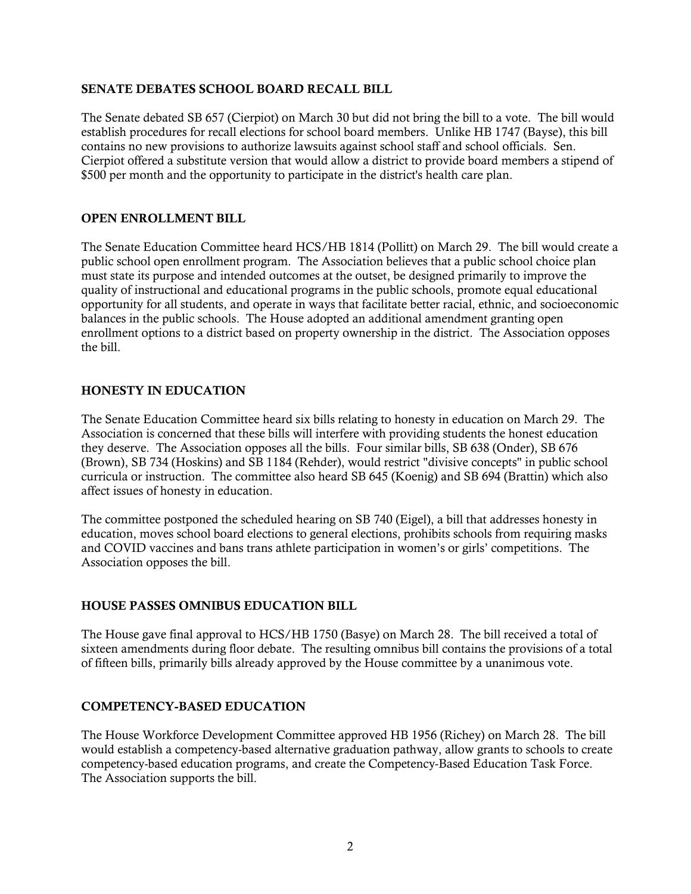## SENATE DEBATES SCHOOL BOARD RECALL BILL

The Senate debated SB 657 (Cierpiot) on March 30 but did not bring the bill to a vote. The bill would establish procedures for recall elections for school board members. Unlike HB 1747 (Bayse), this bill contains no new provisions to authorize lawsuits against school staff and school officials. Sen. Cierpiot offered a substitute version that would allow a district to provide board members a stipend of $500 per month and the opportunity to participate in the district's health care plan.

## OPEN ENROLLMENT BILL

The Senate Education Committee heard HCS/HB 1814 (Pollitt) on March 29. The bill would create a public school open enrollment program. The Association believes that a public school choice plan must state its purpose and intended outcomes at the outset, be designed primarily to improve the quality of instructional and educational programs in the public schools, promote equal educational opportunity for all students, and operate in ways that facilitate better racial, ethnic, and socioeconomic balances in the public schools. The House adopted an additional amendment granting open enrollment options to a district based on property ownership in the district. The Association opposes the bill.

## HONESTY IN EDUCATION

The Senate Education Committee heard six bills relating to honesty in education on March 29. The Association is concerned that these bills will interfere with providing students the honest education they deserve. The Association opposes all the bills. Four similar bills, SB 638 (Onder), SB 676 (Brown), SB 734 (Hoskins) and SB 1184 (Rehder), would restrict "divisive concepts" in public school curricula or instruction. The committee also heard SB 645 (Koenig) and SB 694 (Brattin) which also affect issues of honesty in education.

The committee postponed the scheduled hearing on SB 740 (Eigel), a bill that addresses honesty in education, moves school board elections to general elections, prohibits schools from requiring masks and COVID vaccines and bans trans athlete participation in women's or girls' competitions. The Association opposes the bill.

## HOUSE PASSES OMNIBUS EDUCATION BILL

The House gave final approval to HCS/HB 1750 (Basye) on March 28. The bill received a total of sixteen amendments during floor debate. The resulting omnibus bill contains the provisions of a total of fifteen bills, primarily bills already approved by the House committee by a unanimous vote.

## COMPETENCY-BASED EDUCATION

The House Workforce Development Committee approved HB 1956 (Richey) on March 28. The bill would establish a competency-based alternative graduation pathway, allow grants to schools to create competency-based education programs, and create the Competency-Based Education Task Force. The Association supports the bill.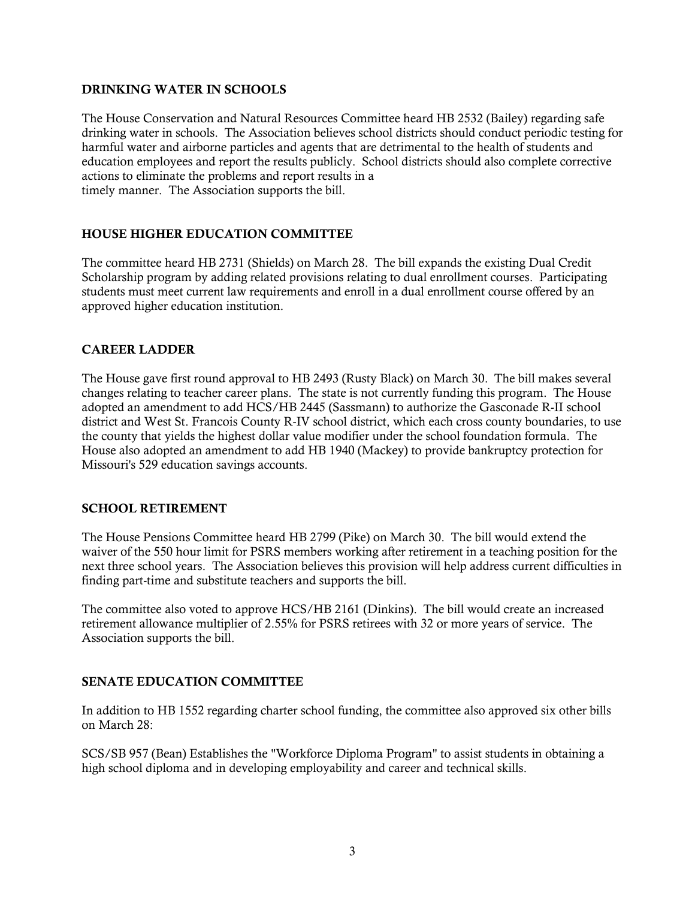## DRINKING WATER IN SCHOOLS

The House Conservation and Natural Resources Committee heard HB 2532 (Bailey) regarding safe drinking water in schools. The Association believes school districts should conduct periodic testing for harmful water and airborne particles and agents that are detrimental to the health of students and education employees and report the results publicly. School districts should also complete corrective actions to eliminate the problems and report results in a timely manner. The Association supports the bill.

## HOUSE HIGHER EDUCATION COMMITTEE

The committee heard HB 2731 (Shields) on March 28. The bill expands the existing Dual Credit Scholarship program by adding related provisions relating to dual enrollment courses. Participating students must meet current law requirements and enroll in a dual enrollment course offered by an approved higher education institution.

## CAREER LADDER

The House gave first round approval to HB 2493 (Rusty Black) on March 30. The bill makes several changes relating to teacher career plans. The state is not currently funding this program. The House adopted an amendment to add HCS/HB 2445 (Sassmann) to authorize the Gasconade R-II school district and West St. Francois County R-IV school district, which each cross county boundaries, to use the county that yields the highest dollar value modifier under the school foundation formula. The House also adopted an amendment to add HB 1940 (Mackey) to provide bankruptcy protection for Missouri's 529 education savings accounts.

## SCHOOL RETIREMENT

The House Pensions Committee heard HB 2799 (Pike) on March 30. The bill would extend the waiver of the 550 hour limit for PSRS members working after retirement in a teaching position for the next three school years. The Association believes this provision will help address current difficulties in finding part-time and substitute teachers and supports the bill.

The committee also voted to approve HCS/HB 2161 (Dinkins). The bill would create an increased retirement allowance multiplier of 2.55% for PSRS retirees with 32 or more years of service. The Association supports the bill.

## SENATE EDUCATION COMMITTEE

In addition to HB 1552 regarding charter school funding, the committee also approved six other bills on March 28:

SCS/SB 957 (Bean) Establishes the "Workforce Diploma Program" to assist students in obtaining a high school diploma and in developing employability and career and technical skills.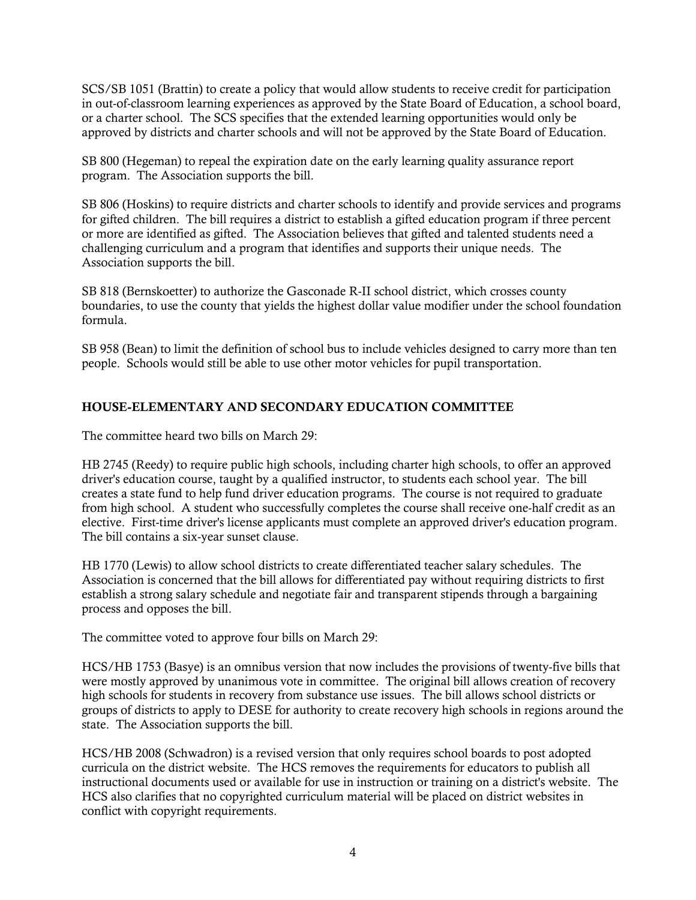SCS/SB 1051 (Brattin) to create a policy that would allow students to receive credit for participation in out-of-classroom learning experiences as approved by the State Board of Education, a school board, or a charter school. The SCS specifies that the extended learning opportunities would only be approved by districts and charter schools and will not be approved by the State Board of Education.

SB 800 (Hegeman) to repeal the expiration date on the early learning quality assurance report program. The Association supports the bill.

SB 806 (Hoskins) to require districts and charter schools to identify and provide services and programs for gifted children. The bill requires a district to establish a gifted education program if three percent or more are identified as gifted. The Association believes that gifted and talented students need a challenging curriculum and a program that identifies and supports their unique needs. The Association supports the bill.

SB 818 (Bernskoetter) to authorize the Gasconade R-II school district, which crosses county boundaries, to use the county that yields the highest dollar value modifier under the school foundation formula.

SB 958 (Bean) to limit the definition of school bus to include vehicles designed to carry more than ten people. Schools would still be able to use other motor vehicles for pupil transportation.

## HOUSE-ELEMENTARY AND SECONDARY EDUCATION COMMITTEE

The committee heard two bills on March 29:

HB 2745 (Reedy) to require public high schools, including charter high schools, to offer an approved driver's education course, taught by a qualified instructor, to students each school year. The bill creates a state fund to help fund driver education programs. The course is not required to graduate from high school. A student who successfully completes the course shall receive one-half credit as an elective. First-time driver's license applicants must complete an approved driver's education program. The bill contains a six-year sunset clause.

HB 1770 (Lewis) to allow school districts to create differentiated teacher salary schedules. The Association is concerned that the bill allows for differentiated pay without requiring districts to first establish a strong salary schedule and negotiate fair and transparent stipends through a bargaining process and opposes the bill.

The committee voted to approve four bills on March 29:

HCS/HB 1753 (Basye) is an omnibus version that now includes the provisions of twenty-five bills that were mostly approved by unanimous vote in committee. The original bill allows creation of recovery high schools for students in recovery from substance use issues. The bill allows school districts or groups of districts to apply to DESE for authority to create recovery high schools in regions around the state. The Association supports the bill.

HCS/HB 2008 (Schwadron) is a revised version that only requires school boards to post adopted curricula on the district website. The HCS removes the requirements for educators to publish all instructional documents used or available for use in instruction or training on a district's website. The HCS also clarifies that no copyrighted curriculum material will be placed on district websites in conflict with copyright requirements.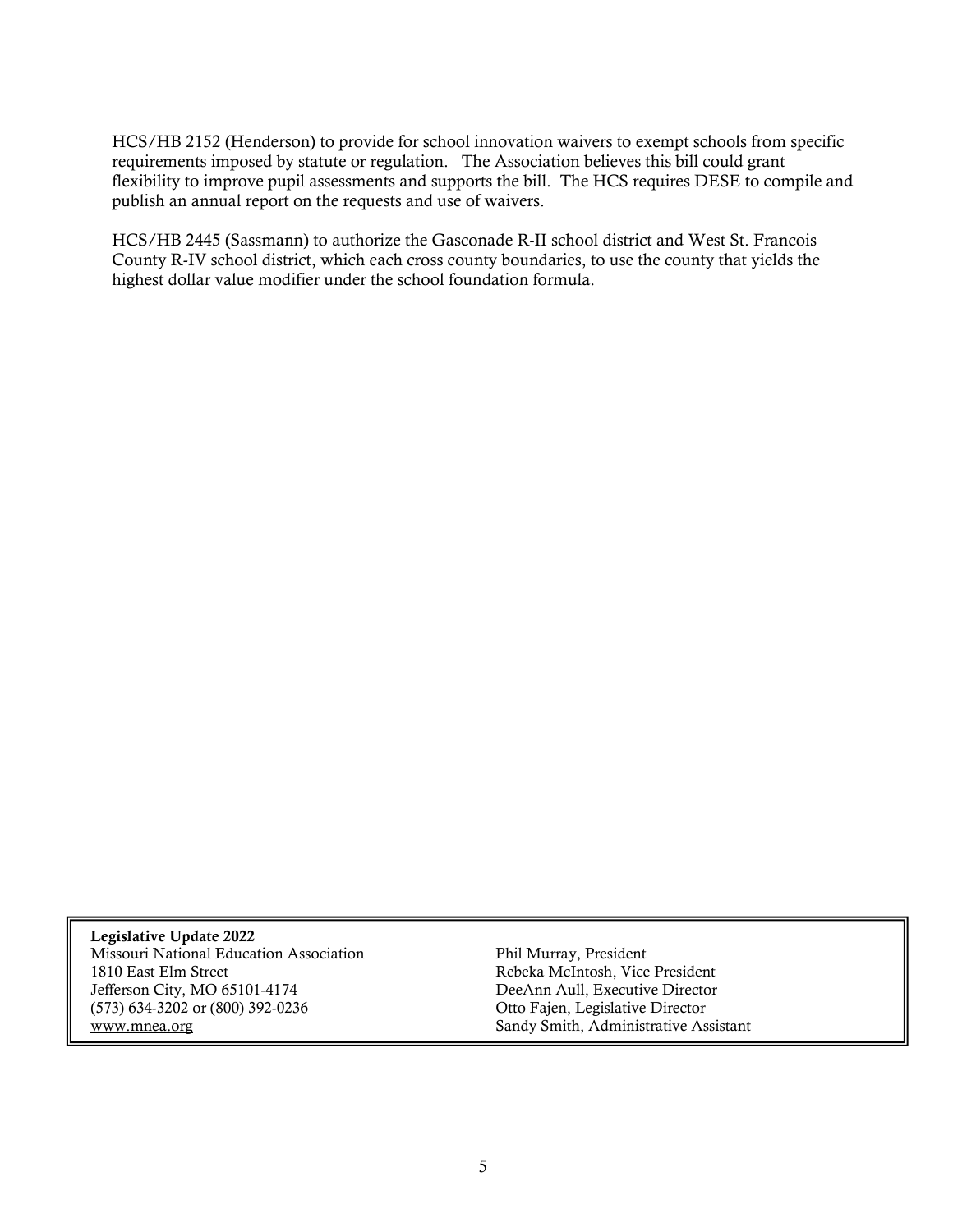HCS/HB 2152 (Henderson) to provide for school innovation waivers to exempt schools from specific requirements imposed by statute or regulation. The Association believes this bill could grant flexibility to improve pupil assessments and supports the bill. The HCS requires DESE to compile and publish an annual report on the requests and use of waivers.

HCS/HB 2445 (Sassmann) to authorize the Gasconade R-II school district and West St. Francois County R-IV school district, which each cross county boundaries, to use the county that yields the highest dollar value modifier under the school foundation formula.

**Legislative Update 2022**
Missouri National Education Association
1810 East Elm Street
Jefferson City, MO 65101-4174
(573) 634-3202 or (800) 392-0236
www.mnea.org

Phil Murray, President
Rebeka McIntosh, Vice President
DeeAnn Aull, Executive Director
Otto Fajen, Legislative Director
Sandy Smith, Administrative Assistant